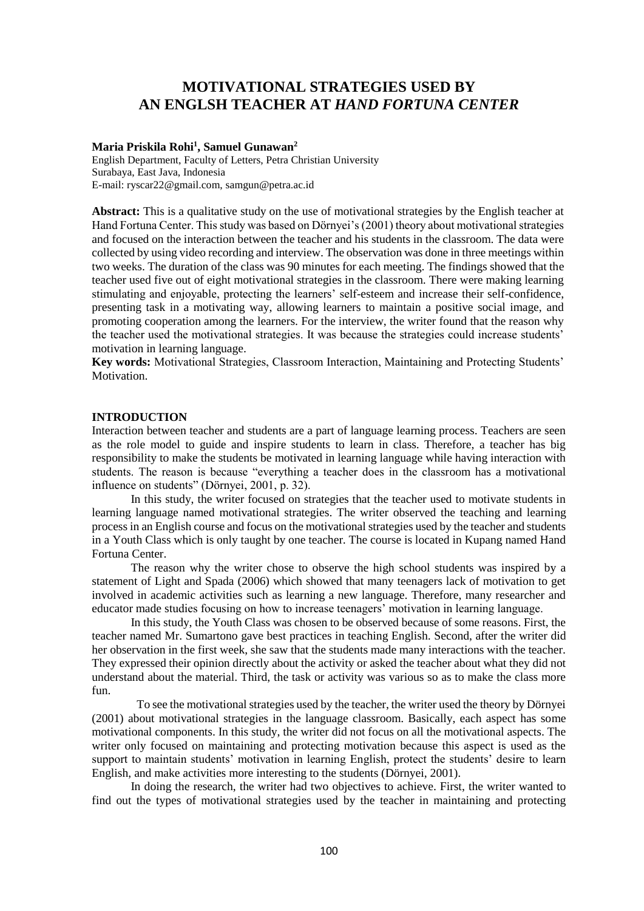# MOTIVATIONAL STRATEGIES USED BY AN ENGLSH TEACHER AT *HAND FORTUNA CENTER*

**Maria Priskila Rohi[1], Samuel Gunawan[2]**

English Department, Faculty of Letters, Petra Christian University
Surabaya, East Java, Indonesia
E-mail: ryscar22@gmail.com, samgun@petra.ac.id

**Abstract:** This is a qualitative study on the use of motivational strategies by the English teacher at Hand Fortuna Center. This study was based on Dörnyei's (2001) theory about motivational strategies and focused on the interaction between the teacher and his students in the classroom. The data were collected by using video recording and interview. The observation was done in three meetings within two weeks. The duration of the class was 90 minutes for each meeting. The findings showed that the teacher used five out of eight motivational strategies in the classroom. There were making learning stimulating and enjoyable, protecting the learners' self-esteem and increase their self-confidence, presenting task in a motivating way, allowing learners to maintain a positive social image, and promoting cooperation among the learners. For the interview, the writer found that the reason why the teacher used the motivational strategies. It was because the strategies could increase students' motivation in learning language.

**Key words:** Motivational Strategies, Classroom Interaction, Maintaining and Protecting Students' Motivation.

## INTRODUCTION

Interaction between teacher and students are a part of language learning process. Teachers are seen as the role model to guide and inspire students to learn in class. Therefore, a teacher has big responsibility to make the students be motivated in learning language while having interaction with students. The reason is because "everything a teacher does in the classroom has a motivational influence on students" (Dörnyei, 2001, p. 32).

In this study, the writer focused on strategies that the teacher used to motivate students in learning language named motivational strategies. The writer observed the teaching and learning process in an English course and focus on the motivational strategies used by the teacher and students in a Youth Class which is only taught by one teacher. The course is located in Kupang named Hand Fortuna Center.

The reason why the writer chose to observe the high school students was inspired by a statement of Light and Spada (2006) which showed that many teenagers lack of motivation to get involved in academic activities such as learning a new language. Therefore, many researcher and educator made studies focusing on how to increase teenagers' motivation in learning language.

In this study, the Youth Class was chosen to be observed because of some reasons. First, the teacher named Mr. Sumartono gave best practices in teaching English. Second, after the writer did her observation in the first week, she saw that the students made many interactions with the teacher. They expressed their opinion directly about the activity or asked the teacher about what they did not understand about the material. Third, the task or activity was various so as to make the class more fun.

To see the motivational strategies used by the teacher, the writer used the theory by Dörnyei (2001) about motivational strategies in the language classroom. Basically, each aspect has some motivational components. In this study, the writer did not focus on all the motivational aspects. The writer only focused on maintaining and protecting motivation because this aspect is used as the support to maintain students' motivation in learning English, protect the students' desire to learn English, and make activities more interesting to the students (Dörnyei, 2001).

In doing the research, the writer had two objectives to achieve. First, the writer wanted to find out the types of motivational strategies used by the teacher in maintaining and protecting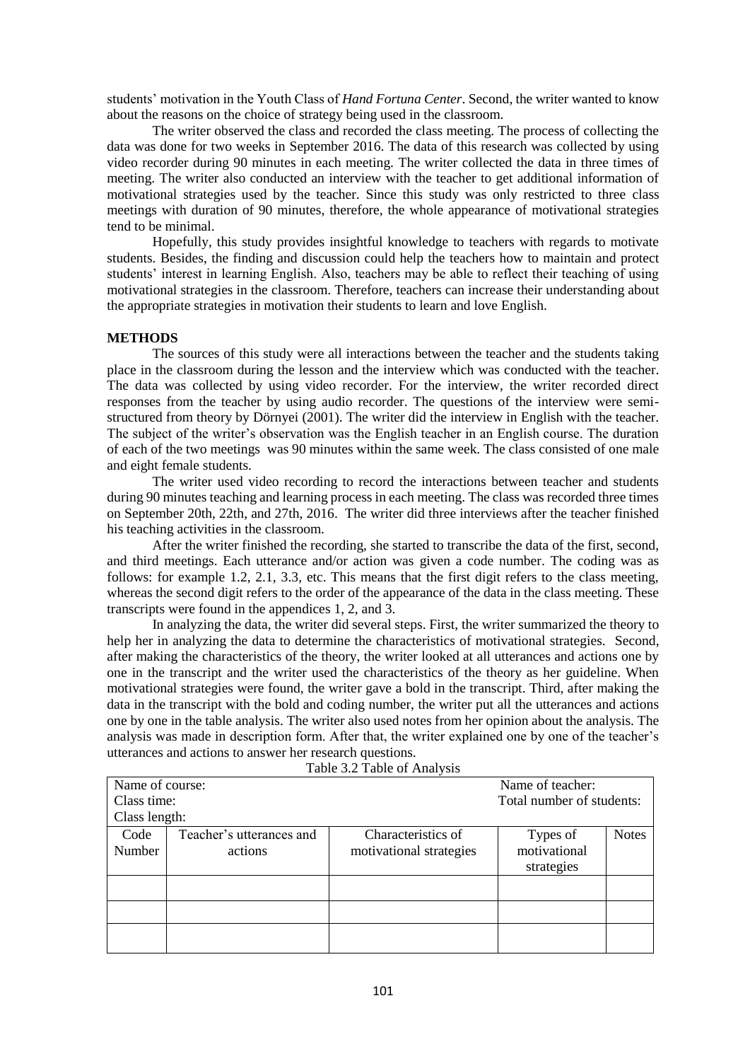students' motivation in the Youth Class of *Hand Fortuna Center*. Second, the writer wanted to know about the reasons on the choice of strategy being used in the classroom.

The writer observed the class and recorded the class meeting. The process of collecting the data was done for two weeks in September 2016. The data of this research was collected by using video recorder during 90 minutes in each meeting. The writer collected the data in three times of meeting. The writer also conducted an interview with the teacher to get additional information of motivational strategies used by the teacher. Since this study was only restricted to three class meetings with duration of 90 minutes, therefore, the whole appearance of motivational strategies tend to be minimal.

Hopefully, this study provides insightful knowledge to teachers with regards to motivate students. Besides, the finding and discussion could help the teachers how to maintain and protect students' interest in learning English. Also, teachers may be able to reflect their teaching of using motivational strategies in the classroom. Therefore, teachers can increase their understanding about the appropriate strategies in motivation their students to learn and love English.

## METHODS

The sources of this study were all interactions between the teacher and the students taking place in the classroom during the lesson and the interview which was conducted with the teacher. The data was collected by using video recorder. For the interview, the writer recorded direct responses from the teacher by using audio recorder. The questions of the interview were semi-structured from theory by Dörnyei (2001). The writer did the interview in English with the teacher. The subject of the writer's observation was the English teacher in an English course. The duration of each of the two meetings was 90 minutes within the same week. The class consisted of one male and eight female students.

The writer used video recording to record the interactions between teacher and students during 90 minutes teaching and learning process in each meeting. The class was recorded three times on September 20th, 22th, and 27th, 2016. The writer did three interviews after the teacher finished his teaching activities in the classroom.

After the writer finished the recording, she started to transcribe the data of the first, second, and third meetings. Each utterance and/or action was given a code number. The coding was as follows: for example 1.2, 2.1, 3.3, etc. This means that the first digit refers to the class meeting, whereas the second digit refers to the order of the appearance of the data in the class meeting. These transcripts were found in the appendices 1, 2, and 3.

In analyzing the data, the writer did several steps. First, the writer summarized the theory to help her in analyzing the data to determine the characteristics of motivational strategies. Second, after making the characteristics of the theory, the writer looked at all utterances and actions one by one in the transcript and the writer used the characteristics of the theory as her guideline. When motivational strategies were found, the writer gave a bold in the transcript. Third, after making the data in the transcript with the bold and coding number, the writer put all the utterances and actions one by one in the table analysis. The writer also used notes from her opinion about the analysis. The analysis was made in description form. After that, the writer explained one by one of the teacher's utterances and actions to answer her research questions.

Table 3.2 Table of Analysis

| Name of course:<br>Class time:<br>Class length: | | | Name of teacher:<br>Total number of students: | |
|---|---|---|---|---|
| Code Number | Teacher's utterances and actions | Characteristics of motivational strategies | Types of motivational strategies | Notes |
| | | | | |
| | | | | |
| | | | | |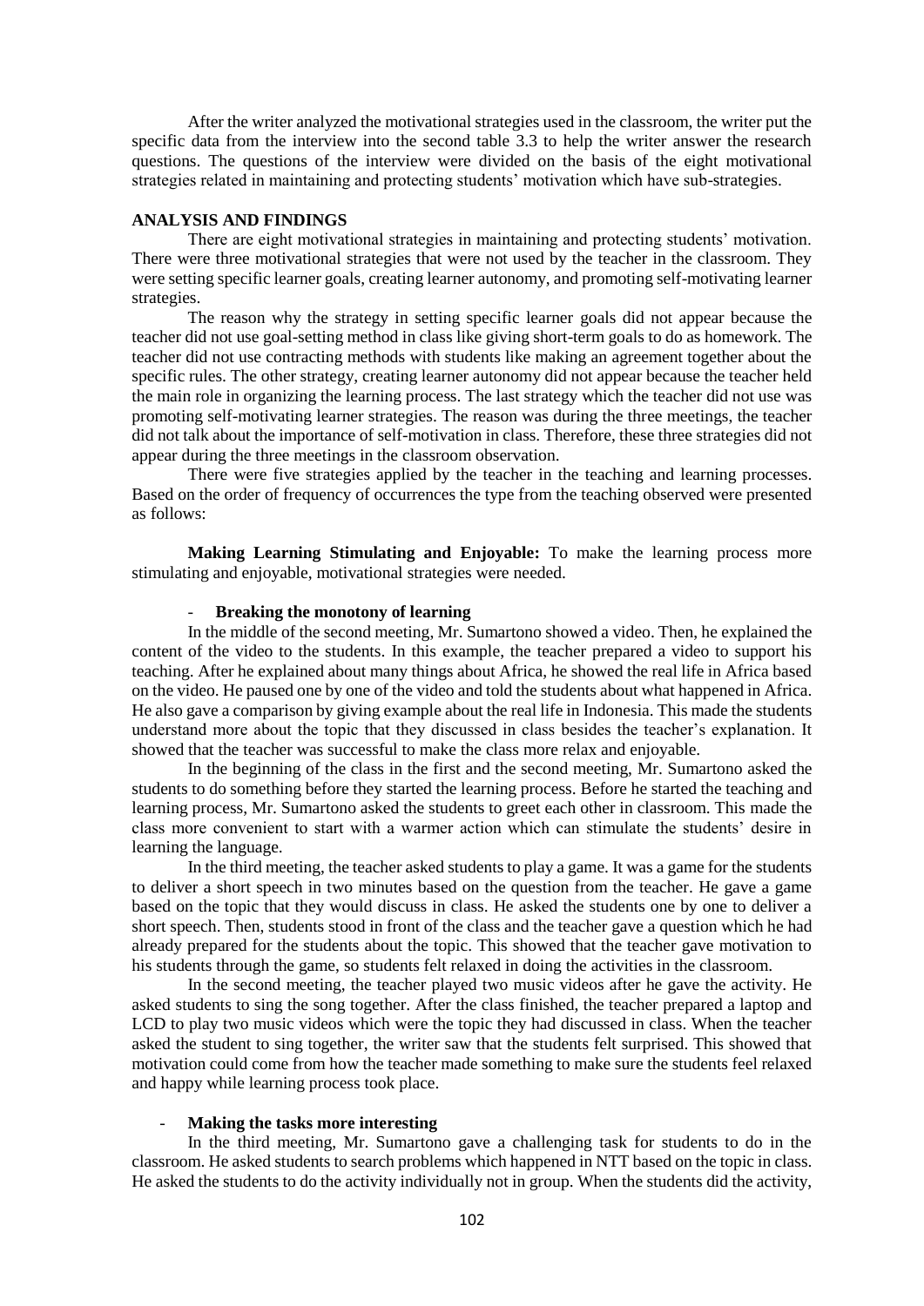After the writer analyzed the motivational strategies used in the classroom, the writer put the specific data from the interview into the second table 3.3 to help the writer answer the research questions. The questions of the interview were divided on the basis of the eight motivational strategies related in maintaining and protecting students' motivation which have sub-strategies.

## ANALYSIS AND FINDINGS

There are eight motivational strategies in maintaining and protecting students' motivation. There were three motivational strategies that were not used by the teacher in the classroom. They were setting specific learner goals, creating learner autonomy, and promoting self-motivating learner strategies.

The reason why the strategy in setting specific learner goals did not appear because the teacher did not use goal-setting method in class like giving short-term goals to do as homework. The teacher did not use contracting methods with students like making an agreement together about the specific rules. The other strategy, creating learner autonomy did not appear because the teacher held the main role in organizing the learning process. The last strategy which the teacher did not use was promoting self-motivating learner strategies. The reason was during the three meetings, the teacher did not talk about the importance of self-motivation in class. Therefore, these three strategies did not appear during the three meetings in the classroom observation.

There were five strategies applied by the teacher in the teaching and learning processes. Based on the order of frequency of occurrences the type from the teaching observed were presented as follows:

**Making Learning Stimulating and Enjoyable:** To make the learning process more stimulating and enjoyable, motivational strategies were needed.

- **Breaking the monotony of learning**

In the middle of the second meeting, Mr. Sumartono showed a video. Then, he explained the content of the video to the students. In this example, the teacher prepared a video to support his teaching. After he explained about many things about Africa, he showed the real life in Africa based on the video. He paused one by one of the video and told the students about what happened in Africa. He also gave a comparison by giving example about the real life in Indonesia. This made the students understand more about the topic that they discussed in class besides the teacher's explanation. It showed that the teacher was successful to make the class more relax and enjoyable.

In the beginning of the class in the first and the second meeting, Mr. Sumartono asked the students to do something before they started the learning process. Before he started the teaching and learning process, Mr. Sumartono asked the students to greet each other in classroom. This made the class more convenient to start with a warmer action which can stimulate the students' desire in learning the language.

In the third meeting, the teacher asked students to play a game. It was a game for the students to deliver a short speech in two minutes based on the question from the teacher. He gave a game based on the topic that they would discuss in class. He asked the students one by one to deliver a short speech. Then, students stood in front of the class and the teacher gave a question which he had already prepared for the students about the topic. This showed that the teacher gave motivation to his students through the game, so students felt relaxed in doing the activities in the classroom.

In the second meeting, the teacher played two music videos after he gave the activity. He asked students to sing the song together. After the class finished, the teacher prepared a laptop and LCD to play two music videos which were the topic they had discussed in class. When the teacher asked the student to sing together, the writer saw that the students felt surprised. This showed that motivation could come from how the teacher made something to make sure the students feel relaxed and happy while learning process took place.

- **Making the tasks more interesting**

In the third meeting, Mr. Sumartono gave a challenging task for students to do in the classroom. He asked students to search problems which happened in NTT based on the topic in class. He asked the students to do the activity individually not in group. When the students did the activity,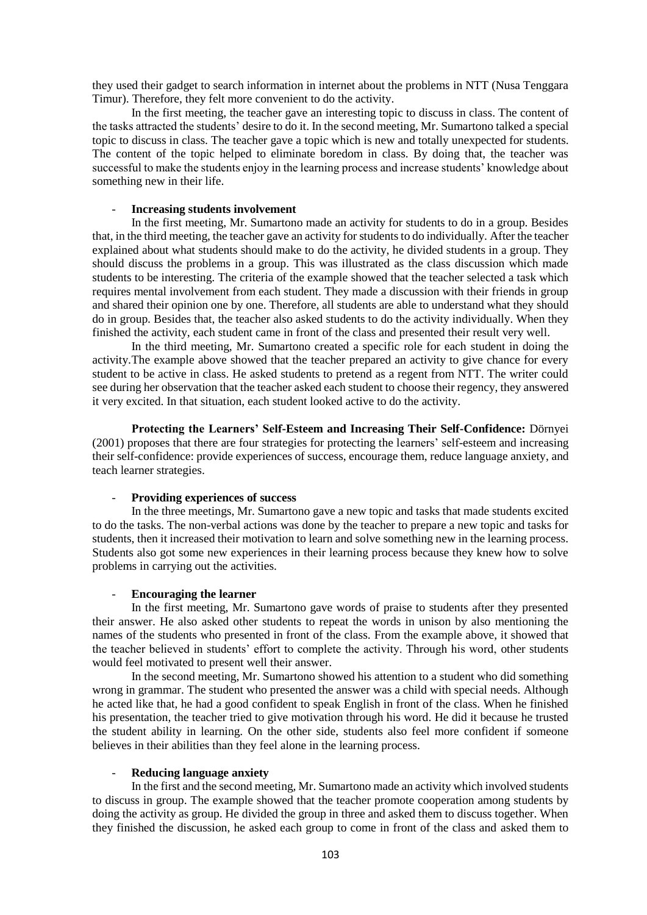they used their gadget to search information in internet about the problems in NTT (Nusa Tenggara Timur). Therefore, they felt more convenient to do the activity.

In the first meeting, the teacher gave an interesting topic to discuss in class. The content of the tasks attracted the students' desire to do it. In the second meeting, Mr. Sumartono talked a special topic to discuss in class. The teacher gave a topic which is new and totally unexpected for students. The content of the topic helped to eliminate boredom in class. By doing that, the teacher was successful to make the students enjoy in the learning process and increase students' knowledge about something new in their life.

- **Increasing students involvement**

In the first meeting, Mr. Sumartono made an activity for students to do in a group. Besides that, in the third meeting, the teacher gave an activity for students to do individually. After the teacher explained about what students should make to do the activity, he divided students in a group. They should discuss the problems in a group. This was illustrated as the class discussion which made students to be interesting. The criteria of the example showed that the teacher selected a task which requires mental involvement from each student. They made a discussion with their friends in group and shared their opinion one by one. Therefore, all students are able to understand what they should do in group. Besides that, the teacher also asked students to do the activity individually. When they finished the activity, each student came in front of the class and presented their result very well.

In the third meeting, Mr. Sumartono created a specific role for each student in doing the activity.The example above showed that the teacher prepared an activity to give chance for every student to be active in class. He asked students to pretend as a regent from NTT. The writer could see during her observation that the teacher asked each student to choose their regency, they answered it very excited. In that situation, each student looked active to do the activity.

**Protecting the Learners' Self-Esteem and Increasing Their Self-Confidence:** Dörnyei (2001) proposes that there are four strategies for protecting the learners' self-esteem and increasing their self-confidence: provide experiences of success, encourage them, reduce language anxiety, and teach learner strategies.

- **Providing experiences of success**

In the three meetings, Mr. Sumartono gave a new topic and tasks that made students excited to do the tasks. The non-verbal actions was done by the teacher to prepare a new topic and tasks for students, then it increased their motivation to learn and solve something new in the learning process. Students also got some new experiences in their learning process because they knew how to solve problems in carrying out the activities.

- **Encouraging the learner**

In the first meeting, Mr. Sumartono gave words of praise to students after they presented their answer. He also asked other students to repeat the words in unison by also mentioning the names of the students who presented in front of the class. From the example above, it showed that the teacher believed in students' effort to complete the activity. Through his word, other students would feel motivated to present well their answer.

In the second meeting, Mr. Sumartono showed his attention to a student who did something wrong in grammar. The student who presented the answer was a child with special needs. Although he acted like that, he had a good confident to speak English in front of the class. When he finished his presentation, the teacher tried to give motivation through his word. He did it because he trusted the student ability in learning. On the other side, students also feel more confident if someone believes in their abilities than they feel alone in the learning process.

- **Reducing language anxiety**

In the first and the second meeting, Mr. Sumartono made an activity which involved students to discuss in group. The example showed that the teacher promote cooperation among students by doing the activity as group. He divided the group in three and asked them to discuss together. When they finished the discussion, he asked each group to come in front of the class and asked them to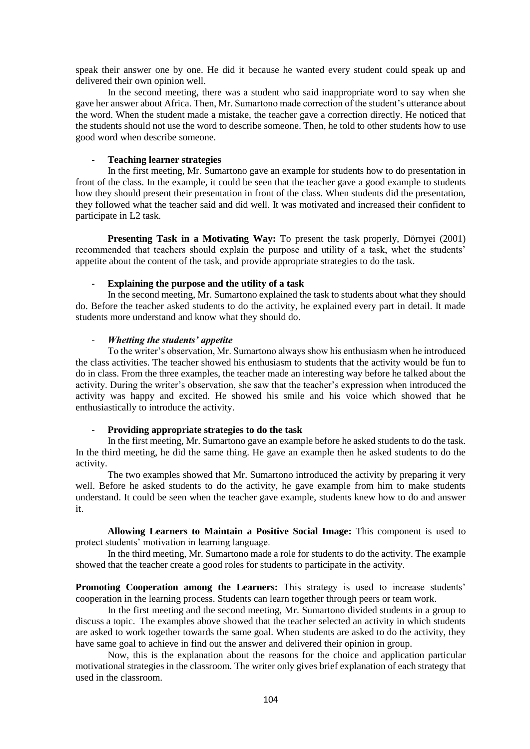speak their answer one by one. He did it because he wanted every student could speak up and delivered their own opinion well.

In the second meeting, there was a student who said inappropriate word to say when she gave her answer about Africa. Then, Mr. Sumartono made correction of the student's utterance about the word. When the student made a mistake, the teacher gave a correction directly. He noticed that the students should not use the word to describe someone. Then, he told to other students how to use good word when describe someone.

- **Teaching learner strategies**

In the first meeting, Mr. Sumartono gave an example for students how to do presentation in front of the class. In the example, it could be seen that the teacher gave a good example to students how they should present their presentation in front of the class. When students did the presentation, they followed what the teacher said and did well. It was motivated and increased their confident to participate in L2 task.

**Presenting Task in a Motivating Way:** To present the task properly, Dörnyei (2001) recommended that teachers should explain the purpose and utility of a task, whet the students' appetite about the content of the task, and provide appropriate strategies to do the task.

- **Explaining the purpose and the utility of a task**

In the second meeting, Mr. Sumartono explained the task to students about what they should do. Before the teacher asked students to do the activity, he explained every part in detail. It made students more understand and know what they should do.

- ***Whetting the students' appetite***

To the writer's observation, Mr. Sumartono always show his enthusiasm when he introduced the class activities. The teacher showed his enthusiasm to students that the activity would be fun to do in class. From the three examples, the teacher made an interesting way before he talked about the activity. During the writer's observation, she saw that the teacher's expression when introduced the activity was happy and excited. He showed his smile and his voice which showed that he enthusiastically to introduce the activity.

- **Providing appropriate strategies to do the task**

In the first meeting, Mr. Sumartono gave an example before he asked students to do the task. In the third meeting, he did the same thing. He gave an example then he asked students to do the activity.

The two examples showed that Mr. Sumartono introduced the activity by preparing it very well. Before he asked students to do the activity, he gave example from him to make students understand. It could be seen when the teacher gave example, students knew how to do and answer it.

**Allowing Learners to Maintain a Positive Social Image:** This component is used to protect students' motivation in learning language.

In the third meeting, Mr. Sumartono made a role for students to do the activity. The example showed that the teacher create a good roles for students to participate in the activity.

**Promoting Cooperation among the Learners:** This strategy is used to increase students' cooperation in the learning process. Students can learn together through peers or team work.

In the first meeting and the second meeting, Mr. Sumartono divided students in a group to discuss a topic. The examples above showed that the teacher selected an activity in which students are asked to work together towards the same goal. When students are asked to do the activity, they have same goal to achieve in find out the answer and delivered their opinion in group.

Now, this is the explanation about the reasons for the choice and application particular motivational strategies in the classroom. The writer only gives brief explanation of each strategy that used in the classroom.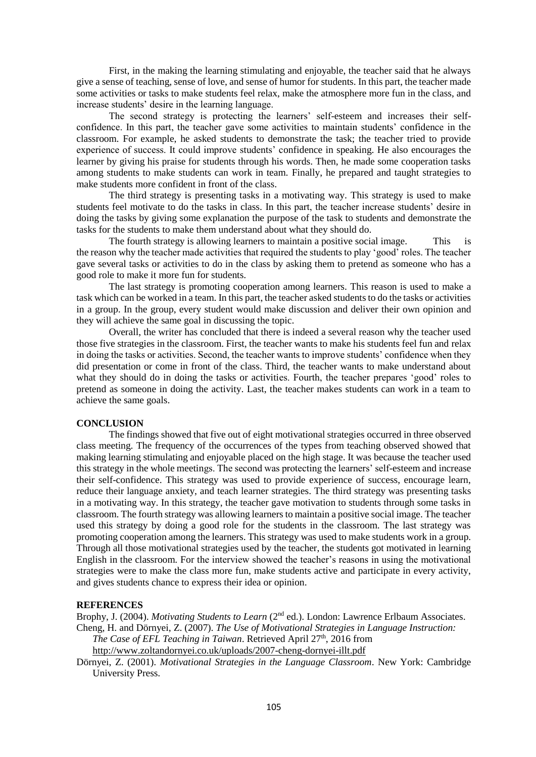First, in the making the learning stimulating and enjoyable, the teacher said that he always give a sense of teaching, sense of love, and sense of humor for students. In this part, the teacher made some activities or tasks to make students feel relax, make the atmosphere more fun in the class, and increase students' desire in the learning language.

The second strategy is protecting the learners' self-esteem and increases their self-confidence. In this part, the teacher gave some activities to maintain students' confidence in the classroom. For example, he asked students to demonstrate the task; the teacher tried to provide experience of success. It could improve students' confidence in speaking. He also encourages the learner by giving his praise for students through his words. Then, he made some cooperation tasks among students to make students can work in team. Finally, he prepared and taught strategies to make students more confident in front of the class.

The third strategy is presenting tasks in a motivating way. This strategy is used to make students feel motivate to do the tasks in class. In this part, the teacher increase students' desire in doing the tasks by giving some explanation the purpose of the task to students and demonstrate the tasks for the students to make them understand about what they should do.

The fourth strategy is allowing learners to maintain a positive social image. This is the reason why the teacher made activities that required the students to play 'good' roles. The teacher gave several tasks or activities to do in the class by asking them to pretend as someone who has a good role to make it more fun for students.

The last strategy is promoting cooperation among learners. This reason is used to make a task which can be worked in a team. In this part, the teacher asked students to do the tasks or activities in a group. In the group, every student would make discussion and deliver their own opinion and they will achieve the same goal in discussing the topic.

Overall, the writer has concluded that there is indeed a several reason why the teacher used those five strategies in the classroom. First, the teacher wants to make his students feel fun and relax in doing the tasks or activities. Second, the teacher wants to improve students' confidence when they did presentation or come in front of the class. Third, the teacher wants to make understand about what they should do in doing the tasks or activities. Fourth, the teacher prepares 'good' roles to pretend as someone in doing the activity. Last, the teacher makes students can work in a team to achieve the same goals.

## CONCLUSION

The findings showed that five out of eight motivational strategies occurred in three observed class meeting. The frequency of the occurrences of the types from teaching observed showed that making learning stimulating and enjoyable placed on the high stage. It was because the teacher used this strategy in the whole meetings. The second was protecting the learners' self-esteem and increase their self-confidence. This strategy was used to provide experience of success, encourage learn, reduce their language anxiety, and teach learner strategies. The third strategy was presenting tasks in a motivating way. In this strategy, the teacher gave motivation to students through some tasks in classroom. The fourth strategy was allowing learners to maintain a positive social image. The teacher used this strategy by doing a good role for the students in the classroom. The last strategy was promoting cooperation among the learners. This strategy was used to make students work in a group. Through all those motivational strategies used by the teacher, the students got motivated in learning English in the classroom. For the interview showed the teacher's reasons in using the motivational strategies were to make the class more fun, make students active and participate in every activity, and gives students chance to express their idea or opinion.

## REFERENCES

Brophy, J. (2004). *Motivating Students to Learn* (2nd ed.). London: Lawrence Erlbaum Associates.

Cheng, H. and Dörnyei, Z. (2007). *The Use of Motivational Strategies in Language Instruction: The Case of EFL Teaching in Taiwan*. Retrieved April 27th, 2016 from http://www.zoltandornyei.co.uk/uploads/2007-cheng-dornyei-illt.pdf

Dörnyei, Z. (2001). *Motivational Strategies in the Language Classroom*. New York: Cambridge University Press.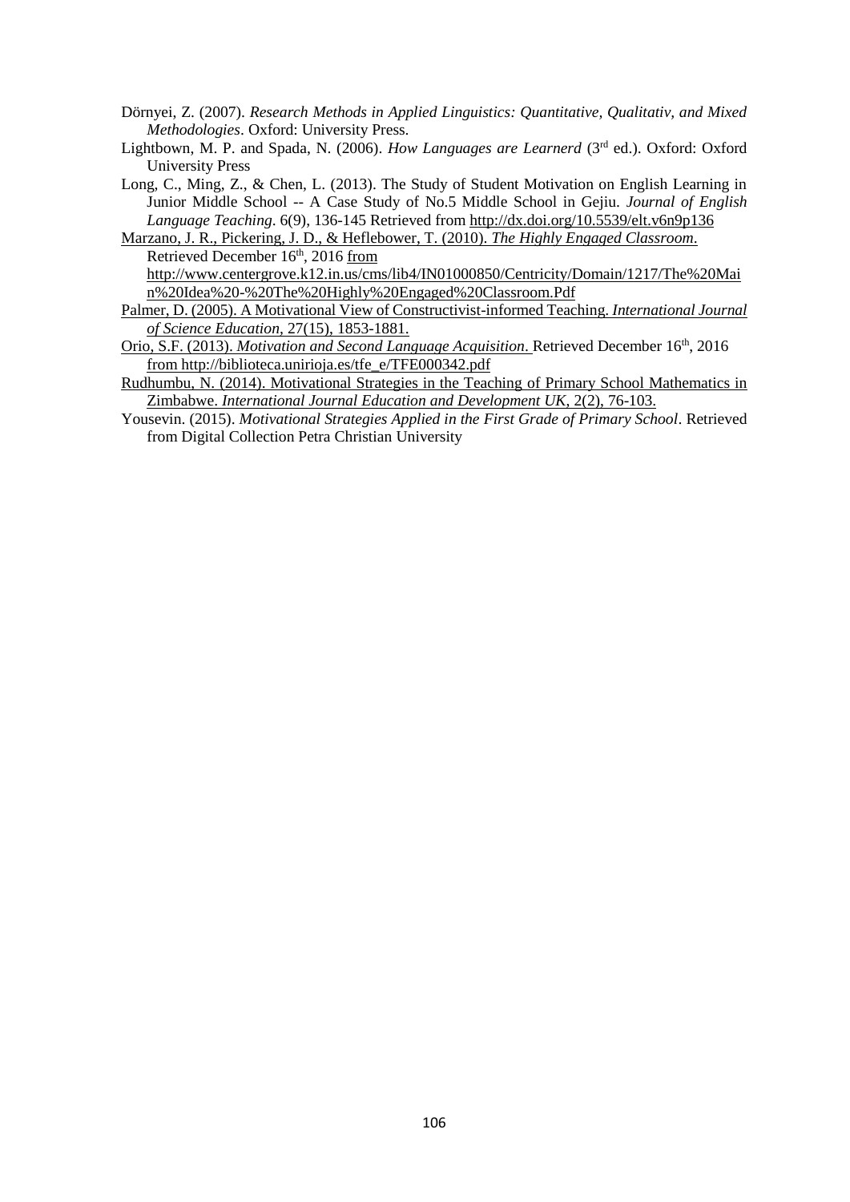Dörnyei, Z. (2007). *Research Methods in Applied Linguistics: Quantitative, Qualitativ, and Mixed Methodologies*. Oxford: University Press.

Lightbown, M. P. and Spada, N. (2006). *How Languages are Learnerd* (3rd ed.). Oxford: Oxford University Press

Long, C., Ming, Z., & Chen, L. (2013). The Study of Student Motivation on English Learning in Junior Middle School -- A Case Study of No.5 Middle School in Gejiu. *Journal of English Language Teaching*. 6(9), 136-145 Retrieved from http://dx.doi.org/10.5539/elt.v6n9p136

Marzano, J. R., Pickering, J. D., & Heflebower, T. (2010). *The Highly Engaged Classroom*. Retrieved December 16th, 2016 from http://www.centergrove.k12.in.us/cms/lib4/IN01000850/Centricity/Domain/1217/The%20Main%20Idea%20-%20The%20Highly%20Engaged%20Classroom.Pdf

Palmer, D. (2005). A Motivational View of Constructivist-informed Teaching. *International Journal of Science Education*, 27(15), 1853-1881.

Orio, S.F. (2013). *Motivation and Second Language Acquisition*. Retrieved December 16th, 2016 from http://biblioteca.unirioja.es/tfe_e/TFE000342.pdf

Rudhumbu, N. (2014). Motivational Strategies in the Teaching of Primary School Mathematics in Zimbabwe. *International Journal Education and Development UK*, 2(2), 76-103.

Yousevin. (2015). *Motivational Strategies Applied in the First Grade of Primary School*. Retrieved from Digital Collection Petra Christian University